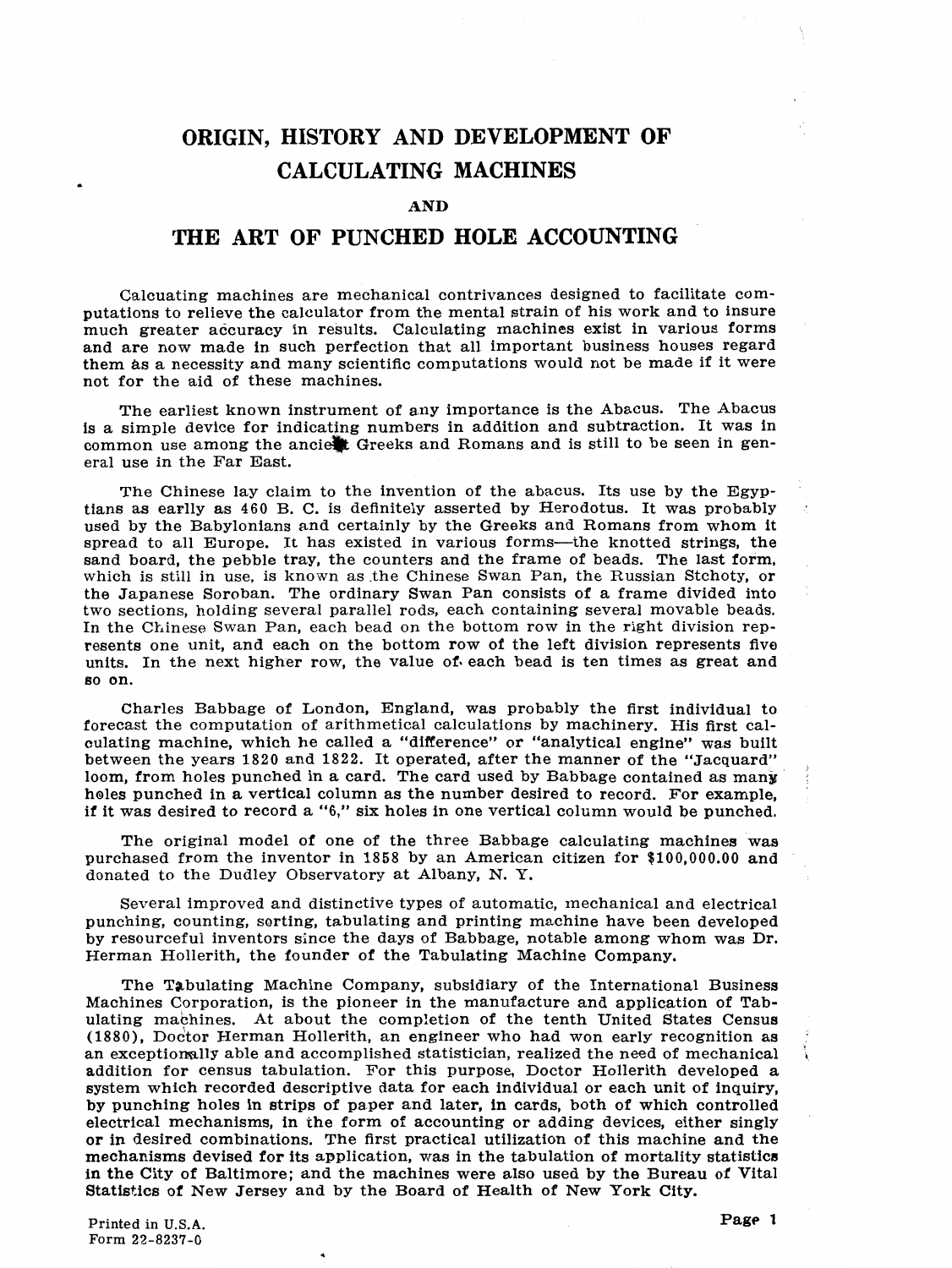# ORIGIN, HISTORY AND DEVELOPMENT OF CALCULATING MACHINES

### AND

# THE ART OF PUNCHED HOLE ACCOUNTING

Calcuating machines are mechanical contrivances designed to facilitate computations to relieve the calculator from the mental strain of his work and to insure much greater accuracy in results. Calculating machines exist in various forms and are now made in such perfection that all important business houses regard them as a necessity and many scientific computations would not be made if it were not for the aid of these machines.

The earliest known instrument of any importance is the Abacus. The Abacus is a simple device for indicating numbers in addition and subtraction. It was in common use among the ancient Greeks and Romans and is still to be seen in general use in the Far East.

The Chinese lay claim to the invention of the abacus. Its use by the Egyptians as earlly as 460 B. C. is definitely asserted by Herodotus. It was probably used by the Babylonians and certainly by the Greeks and Romans from whom it spread to all Europe. It has existed in various forms—the knotted strings, the sand board, the pebble tray, the counters and the frame of beads. The last form, which is still in use, is known as the Chinese Swan Pan, the Russian Stchoty, or the Japanese Soroban. The ordinary Swan Pan consists of a frame divided into two sections, holding several parallel rods, each containing several movable beads. In the Chinese Swan Pan, each bead on the bottom row in the right division represents one unit, and each on the bottom row of the left division represents five units. In the next higher row, the value of each bead is ten times as great and so on.

Charles Babbage of London, England, was probably the first individual to forecast the computation of arithmetical calculations by machinery. His first calculating machine, which he called a "difference" or "analytical engine" was built between the years 1820 and 1822. It operated, after the manner of the "Jacquard" loom, from holes punched in a card. The card used by Babbage contained as many holes punched in a vertical column as the number desired to record. For example, if it was desired to record a "6," six holes in one vertical column would be punched.

The original model of one of the three Babbage calculating machines was purchased from the inventor in 1858 by an American citizen for $100,000.00 and donated to the Dudley Observatory at Albany, N. Y.

Several improved and distinctive types of automatic, mechanical and electrical punching, counting, sorting, tabulating and printing machine have been developed by resourceful inventors since the days of Babbage, notable among whom was Dr. Herman Hollerith, the founder of the Tabulating Machine Company.

The Tabulating Machine Company, subsidiary of the International Business Machines Corporation, is the pioneer in the manufacture and application of Tabulating machines. At about the completion of the tenth United States Census (1880), Doctor Herman Hollerith, an engineer who had won early recognition as an exceptionally able and accomplished statistician, realized the need of mechanical addition for census tabulation. For this purpose, Doctor Hollerith developed a system which recorded descriptive data for each individual or each unit of inquiry, by punching holes in strips of paper and later, in cards, both of which controlled electrical mechanisms, in the form of accounting or adding devices, either singly or in desired combinations. The first practical utilization of this machine and the mechanisms devised for its application, was in the tabulation of mortality statistics in the City of Baltimore; and the machines were also used by the Bureau of Vital Statistics of New Jersey and by the Board of Health of New York City.

Printed in U.S.A.
Form 22-8237-0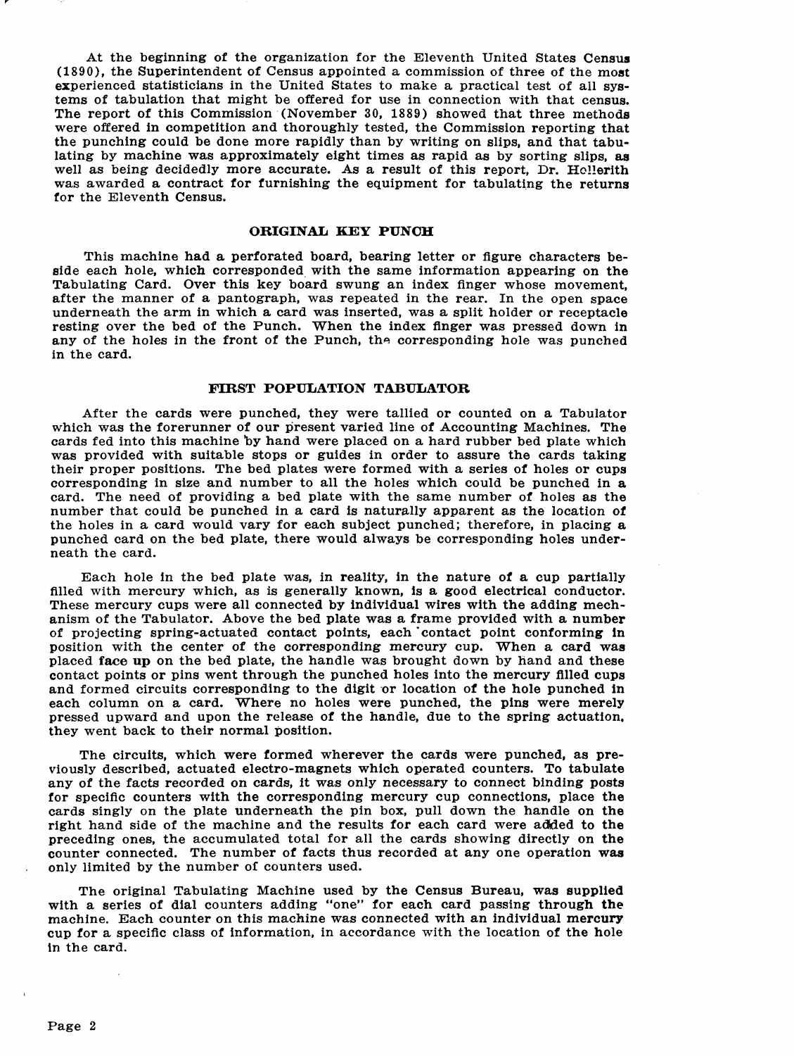At the beginning of the organization for the Eleventh United States Census (1890), the Superintendent of Census appointed a commission of three of the most experienced statisticians in the United States to make a practical test of all systems of tabulation that might be offered for use in connection with that census. The report of this Commission (November 30, 1889) showed that three methods were offered in competition and thoroughly tested, the Commission reporting that the punching could be done more rapidly than by writing on slips, and that tabulating by machine was approximately eight times as rapid as by sorting slips, as well as being decidedly more accurate. As a result of this report, Dr. Hollerith was awarded a contract for furnishing the equipment for tabulating the returns for the Eleventh Census.

## ORIGINAL KEY PUNCH

This machine had a perforated board, bearing letter or figure characters beside each hole, which corresponded with the same information appearing on the Tabulating Card. Over this key board swung an index finger whose movement, after the manner of a pantograph, was repeated in the rear. In the open space underneath the arm in which a card was inserted, was a split holder or receptacle resting over the bed of the Punch. When the index finger was pressed down in any of the holes in the front of the Punch, the corresponding hole was punched in the card.

## FIRST POPULATION TABULATOR

After the cards were punched, they were tallied or counted on a Tabulator which was the forerunner of our present varied line of Accounting Machines. The cards fed into this machine by hand were placed on a hard rubber bed plate which was provided with suitable stops or guides in order to assure the cards taking their proper positions. The bed plates were formed with a series of holes or cups corresponding in size and number to all the holes which could be punched in a card. The need of providing a bed plate with the same number of holes as the number that could be punched in a card is naturally apparent as the location of the holes in a card would vary for each subject punched; therefore, in placing a punched card on the bed plate, there would always be corresponding holes underneath the card.

Each hole in the bed plate was, in reality, in the nature of a cup partially filled with mercury which, as is generally known, is a good electrical conductor. These mercury cups were all connected by individual wires with the adding mechanism of the Tabulator. Above the bed plate was a frame provided with a number of projecting spring-actuated contact points, each contact point conforming in position with the center of the corresponding mercury cup. When a card was placed **face up** on the bed plate, the handle was brought down by hand and these contact points or pins went through the punched holes into the mercury filled cups and formed circuits corresponding to the digit or location of the hole punched in each column on a card. Where no holes were punched, the pins were merely pressed upward and upon the release of the handle, due to the spring actuation, they went back to their normal position.

The circuits, which were formed wherever the cards were punched, as previously described, actuated electro-magnets which operated counters. To tabulate any of the facts recorded on cards, it was only necessary to connect binding posts for specific counters with the corresponding mercury cup connections, place the cards singly on the plate underneath the pin box, pull down the handle on the right hand side of the machine and the results for each card were added to the preceding ones, the accumulated total for all the cards showing directly on the counter connected. The number of facts thus recorded at any one operation was only limited by the number of counters used.

The original Tabulating Machine used by the Census Bureau, was supplied with a series of dial counters adding "one" for each card passing through the machine. Each counter on this machine was connected with an individual mercury cup for a specific class of information, in accordance with the location of the hole in the card.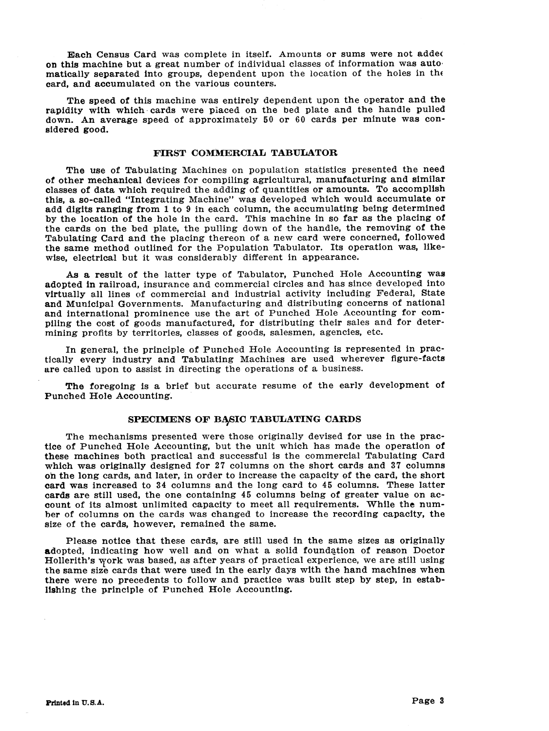Each Census Card was complete in itself. Amounts or sums were not added on this machine but a great number of individual classes of information was automatically separated into groups, dependent upon the location of the holes in the card, and accumulated on the various counters.

The speed of this machine was entirely dependent upon the operator and the rapidity with which cards were placed on the bed plate and the handle pulled down. An average speed of approximately 50 or 60 cards per minute was considered good.

## FIRST COMMERCIAL TABULATOR

The use of Tabulating Machines on population statistics presented the need of other mechanical devices for compiling agricultural, manufacturing and similar classes of data which required the adding of quantities or amounts. To accomplish this, a so-called "Integrating Machine" was developed which would accumulate or add digits ranging from 1 to 9 in each column, the accumulating being determined by the location of the hole in the card. This machine in so far as the placing of the cards on the bed plate, the pulling down of the handle, the removing of the Tabulating Card and the placing thereon of a new card were concerned, followed the same method outlined for the Population Tabulator. Its operation was, likewise, electrical but it was considerably different in appearance.

As a result of the latter type of Tabulator, Punched Hole Accounting was adopted in railroad, insurance and commercial circles and has since developed into virtually all lines of commercial and industrial activity including Federal, State and Municipal Governments. Manufacturing and distributing concerns of national and international prominence use the art of Punched Hole Accounting for compiling the cost of goods manufactured, for distributing their sales and for determining profits by territories, classes of goods, salesmen, agencies, etc.

In general, the principle of Punched Hole Accounting is represented in practically every industry and Tabulating Machines are used wherever figure-facts are called upon to assist in directing the operations of a business.

The foregoing is a brief but accurate resume of the early development of Punched Hole Accounting.

## SPECIMENS OF BASIC TABULATING CARDS

The mechanisms presented were those originally devised for use in the practice of Punched Hole Accounting, but the unit which has made the operation of these machines both practical and successful is the commercial Tabulating Card which was originally designed for 27 columns on the short cards and 37 columns on the long cards, and later, in order to increase the capacity of the card, the short card was increased to 34 columns and the long card to 45 columns. These latter cards are still used, the one containing 45 columns being of greater value on account of its almost unlimited capacity to meet all requirements. While the number of columns on the cards was changed to increase the recording capacity, the size of the cards, however, remained the same.

Please notice that these cards, are still used in the same sizes as originally adopted, indicating how well and on what a solid foundation of reason Doctor Hollerith's work was based, as after years of practical experience, we are still using the same size cards that were used in the early days with the hand machines when there were no precedents to follow and practice was built step by step, in establishing the principle of Punched Hole Accounting.

Printed in U.S.A.